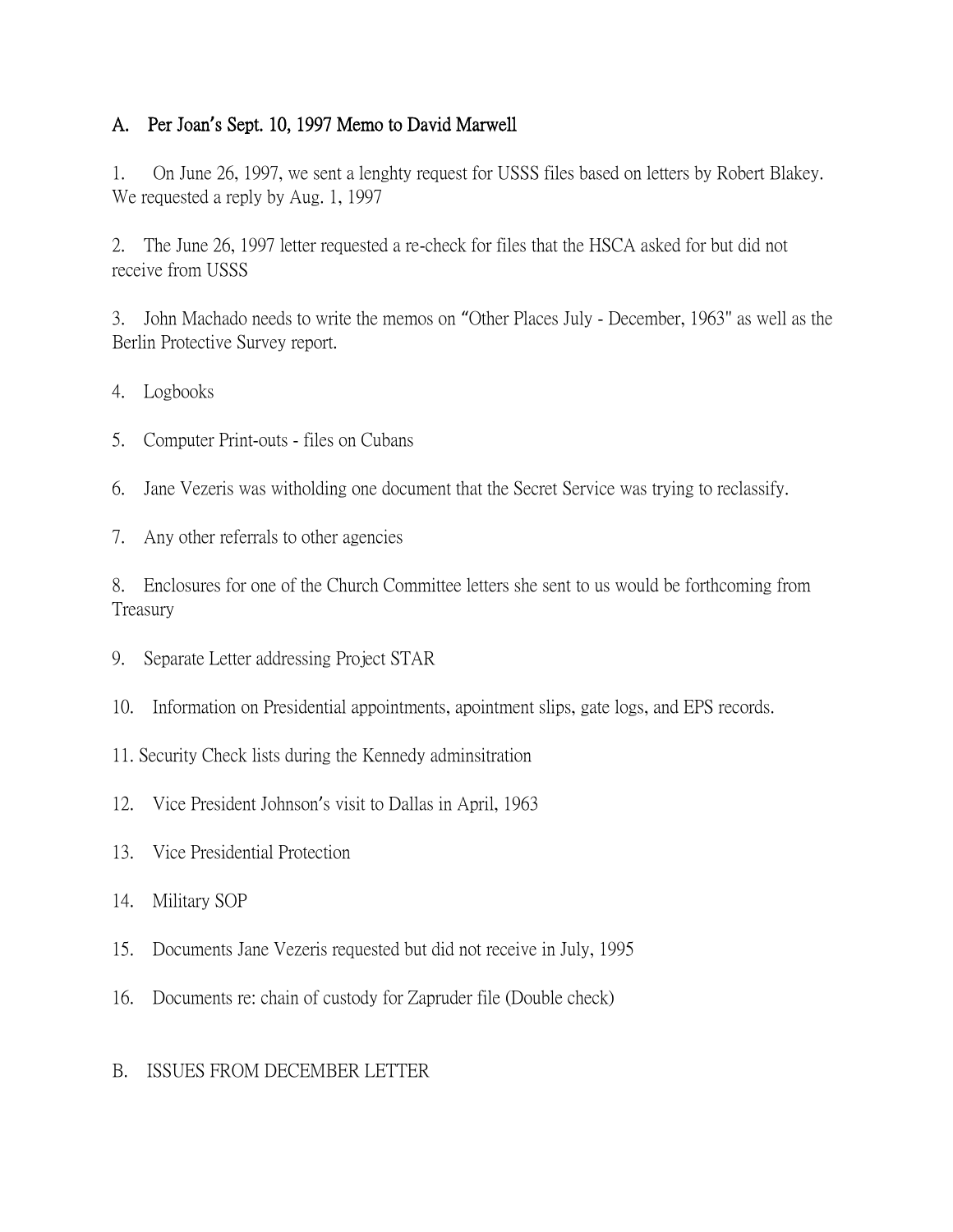## A. Per Joan's Sept. 10, 1997 Memo to David Marwell

1. On June 26, 1997, we sent a lenghty request for USSS files based on letters by Robert Blakey. We requested a reply by Aug. 1, 1997

2. The June 26, 1997 letter requested a re-check for files that the HSCA asked for but did not receive from USSS

3. John Machado needs to write the memos on "Other Places July - December, 1963" as well as the Berlin Protective Survey report.

4. Logbooks

5. Computer Print-outs - files on Cubans

6. Jane Vezeris was witholding one document that the Secret Service was trying to reclassify.

7. Any other referrals to other agencies

8. Enclosures for one of the Church Committee letters she sent to us would be forthcoming from Treasury

9. Separate Letter addressing Project STAR

10. Information on Presidential appointments, apointment slips, gate logs, and EPS records.

11. Security Check lists during the Kennedy adminsitration

12. Vice President Johnson's visit to Dallas in April, 1963

13. Vice Presidential Protection

14. Military SOP

15. Documents Jane Vezeris requested but did not receive in July, 1995

16. Documents re: chain of custody for Zapruder file (Double check)

## B. ISSUES FROM DECEMBER LETTER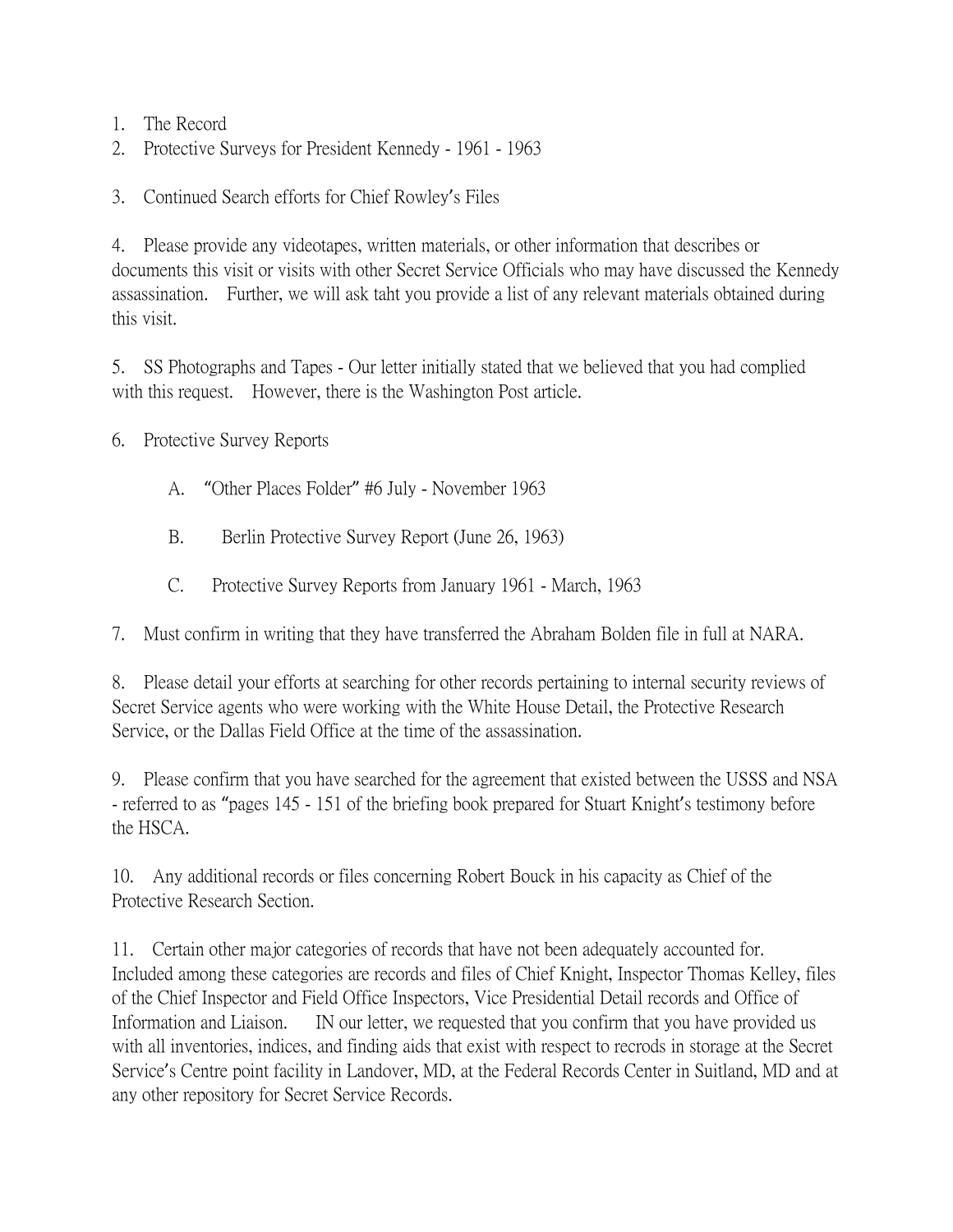1. The Record
2. Protective Surveys for President Kennedy - 1961 - 1963

3. Continued Search efforts for Chief Rowley's Files

4. Please provide any videotapes, written materials, or other information that describes or documents this visit or visits with other Secret Service Officials who may have discussed the Kennedy assassination. Further, we will ask taht you provide a list of any relevant materials obtained during this visit.

5. SS Photographs and Tapes - Our letter initially stated that we believed that you had complied with this request. However, there is the Washington Post article.

6. Protective Survey Reports

   A. "Other Places Folder" #6 July - November 1963

   B. Berlin Protective Survey Report (June 26, 1963)

   C. Protective Survey Reports from January 1961 - March, 1963

7. Must confirm in writing that they have transferred the Abraham Bolden file in full at NARA.

8. Please detail your efforts at searching for other records pertaining to internal security reviews of Secret Service agents who were working with the White House Detail, the Protective Research Service, or the Dallas Field Office at the time of the assassination.

9. Please confirm that you have searched for the agreement that existed between the USSS and NSA - referred to as "pages 145 - 151 of the briefing book prepared for Stuart Knight's testimony before the HSCA.

10. Any additional records or files concerning Robert Bouck in his capacity as Chief of the Protective Research Section.

11. Certain other major categories of records that have not been adequately accounted for. Included among these categories are records and files of Chief Knight, Inspector Thomas Kelley, files of the Chief Inspector and Field Office Inspectors, Vice Presidential Detail records and Office of Information and Liaison. IN our letter, we requested that you confirm that you have provided us with all inventories, indices, and finding aids that exist with respect to recrods in storage at the Secret Service's Centre point facility in Landover, MD, at the Federal Records Center in Suitland, MD and at any other repository for Secret Service Records.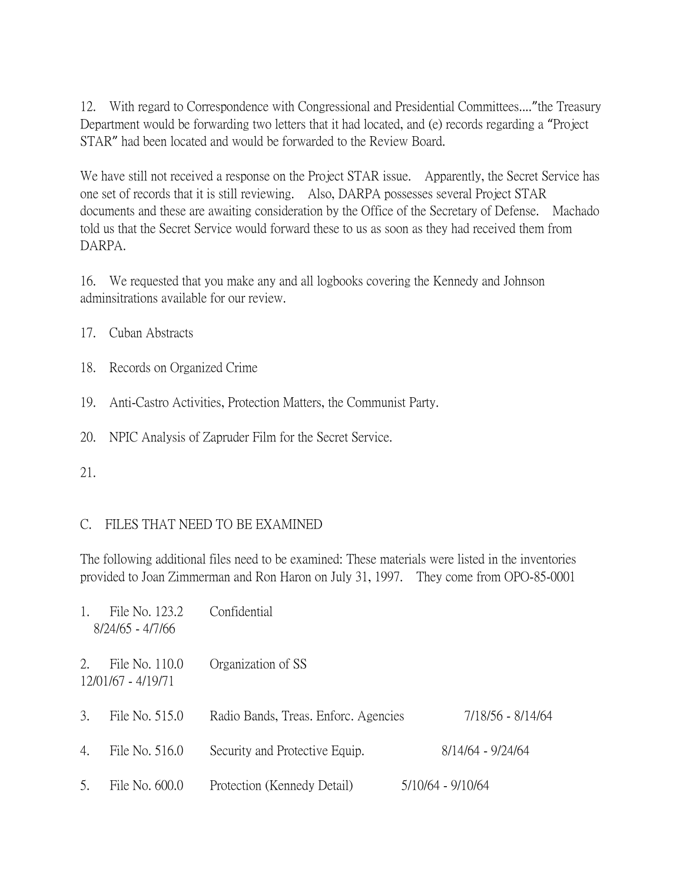12. With regard to Correspondence with Congressional and Presidential Committees...."the Treasury Department would be forwarding two letters that it had located, and (e) records regarding a "Project STAR" had been located and would be forwarded to the Review Board.

We have still not received a response on the Project STAR issue. Apparently, the Secret Service has one set of records that it is still reviewing. Also, DARPA possesses several Project STAR documents and these are awaiting consideration by the Office of the Secretary of Defense. Machado told us that the Secret Service would forward these to us as soon as they had received them from DARPA.

16. We requested that you make any and all logbooks covering the Kennedy and Johnson adminsitrations available for our review.

17. Cuban Abstracts

18. Records on Organized Crime

19. Anti-Castro Activities, Protection Matters, the Communist Party.

20. NPIC Analysis of Zapruder Film for the Secret Service.

21.

C. FILES THAT NEED TO BE EXAMINED

The following additional files need to be examined: These materials were listed in the inventories provided to Joan Zimmerman and Ron Haron on July 31, 1997. They come from OPO-85-0001

1. File No. 123.2 Confidential
   8/24/65 - 4/7/66

2. File No. 110.0 Organization of SS
   12/01/67 - 4/19/71

3. File No. 515.0 Radio Bands, Treas. Enforc. Agencies 7/18/56 - 8/14/64

4. File No. 516.0 Security and Protective Equip. 8/14/64 - 9/24/64

5. File No. 600.0 Protection (Kennedy Detail) 5/10/64 - 9/10/64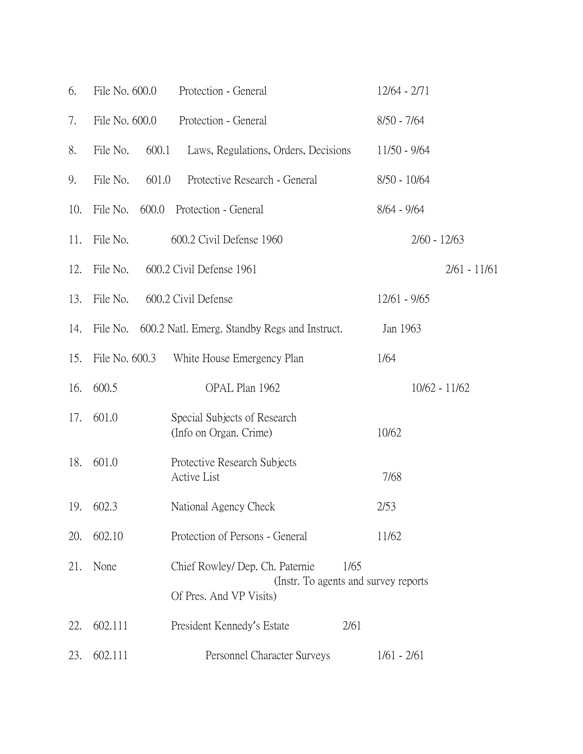6. File No. 600.0 Protection - General 12/64 - 2/71

7. File No. 600.0 Protection - General 8/50 - 7/64

8. File No. 600.1 Laws, Regulations, Orders, Decisions 11/50 - 9/64

9. File No. 601.0 Protective Research - General 8/50 - 10/64

10. File No. 600.0 Protection - General 8/64 - 9/64

11. File No. 600.2 Civil Defense 1960 2/60 - 12/63

12. File No. 600.2 Civil Defense 1961 2/61 - 11/61

13. File No. 600.2 Civil Defense 12/61 - 9/65

14. File No. 600.2 Natl. Emerg. Standby Regs and Instruct. Jan 1963

15. File No. 600.3 White House Emergency Plan 1/64

16. 600.5 OPAL Plan 1962 10/62 - 11/62

17. 601.0 Special Subjects of Research (Info on Organ. Crime) 10/62

18. 601.0 Protective Research Subjects Active List 7/68

19. 602.3 National Agency Check 2/53

20. 602.10 Protection of Persons - General 11/62

21. None Chief Rowley/ Dep. Ch. Paternie 1/65 (Instr. To agents and survey reports Of Pres. And VP Visits)

22. 602.111 President Kennedy's Estate 2/61

23. 602.111 Personnel Character Surveys 1/61 - 2/61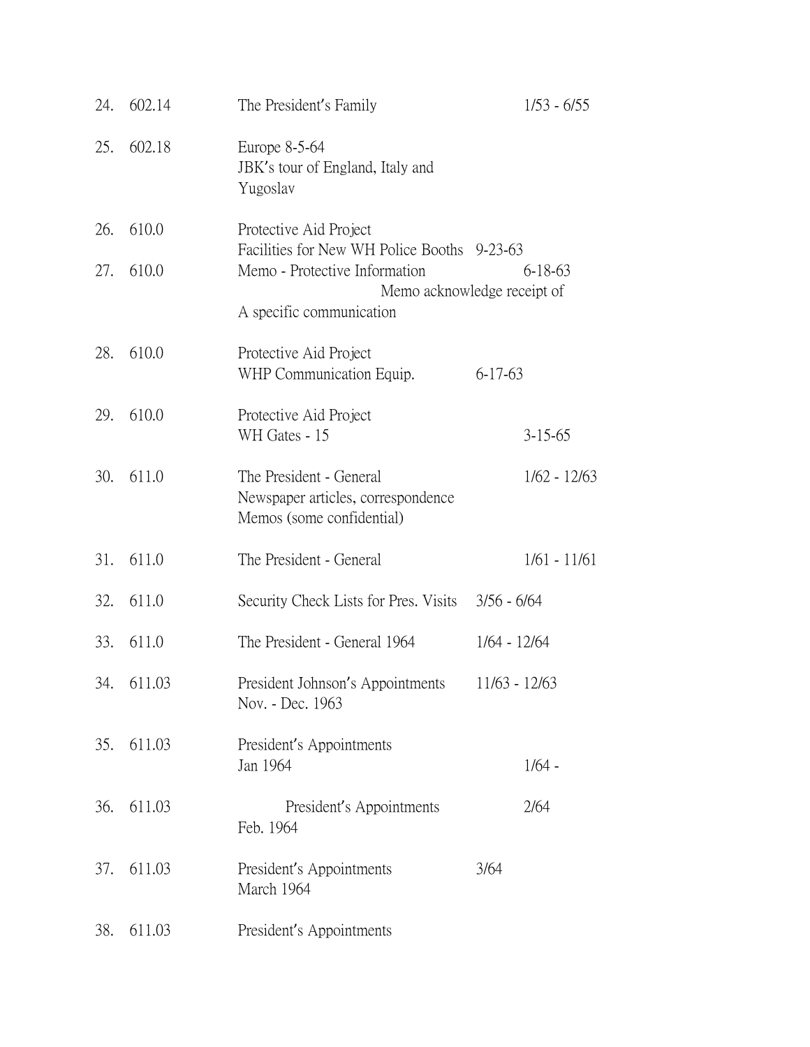| No. | File | Description | Dates |
|---|---|---|---|
| 24. | 602.14 | The President's Family | 1/53 - 6/55 |
| 25. | 602.18 | Europe 8-5-64<br>JBK's tour of England, Italy and Yugoslav | |
| 26. | 610.0 | Protective Aid Project<br>Facilities for New WH Police Booths | 9-23-63 |
| 27. | 610.0 | Memo - Protective Information<br>Memo acknowledge receipt of<br>A specific communication | 6-18-63 |
| 28. | 610.0 | Protective Aid Project<br>WHP Communication Equip. | 6-17-63 |
| 29. | 610.0 | Protective Aid Project<br>WH Gates - 15 | 3-15-65 |
| 30. | 611.0 | The President - General<br>Newspaper articles, correspondence<br>Memos (some confidential) | 1/62 - 12/63 |
| 31. | 611.0 | The President - General | 1/61 - 11/61 |
| 32. | 611.0 | Security Check Lists for Pres. Visits | 3/56 - 6/64 |
| 33. | 611.0 | The President - General 1964 | 1/64 - 12/64 |
| 34. | 611.03 | President Johnson's Appointments<br>Nov. - Dec. 1963 | 11/63 - 12/63 |
| 35. | 611.03 | President's Appointments<br>Jan 1964 | 1/64 - |
| 36. | 611.03 | President's Appointments<br>Feb. 1964 | 2/64 |
| 37. | 611.03 | President's Appointments<br>March 1964 | 3/64 |
| 38. | 611.03 | President's Appointments | |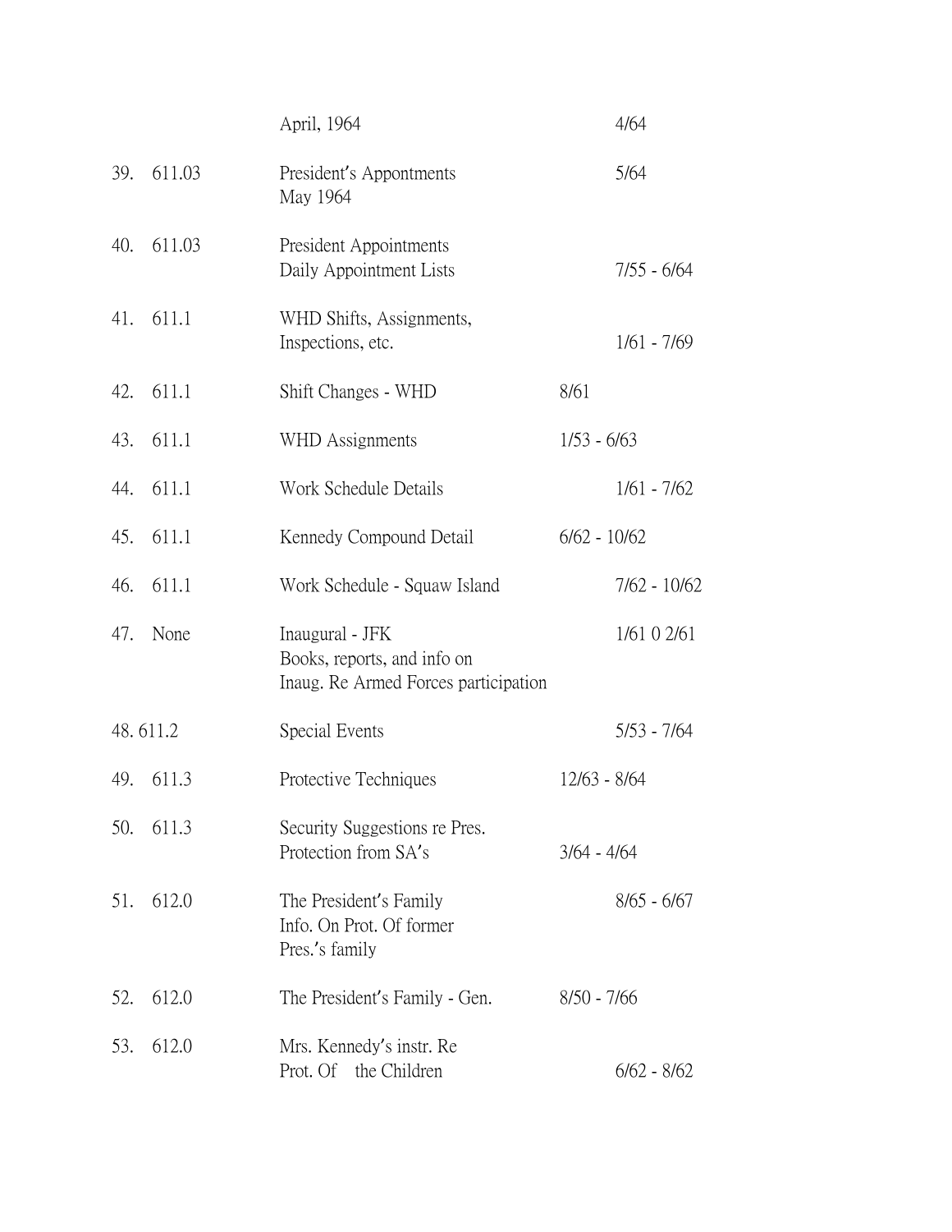| | | | |
|---|---|---|---|
| | | April, 1964 | 4/64 |
| 39. | 611.03 | President's Appontments May 1964 | 5/64 |
| 40. | 611.03 | President Appointments Daily Appointment Lists | 7/55 - 6/64 |
| 41. | 611.1 | WHD Shifts, Assignments, Inspections, etc. | 1/61 - 7/69 |
| 42. | 611.1 | Shift Changes - WHD | 8/61 |
| 43. | 611.1 | WHD Assignments | 1/53 - 6/63 |
| 44. | 611.1 | Work Schedule Details | 1/61 - 7/62 |
| 45. | 611.1 | Kennedy Compound Detail | 6/62 - 10/62 |
| 46. | 611.1 | Work Schedule - Squaw Island | 7/62 - 10/62 |
| 47. | None | Inaugural - JFK Books, reports, and info on Inaug. Re Armed Forces participation | 1/61 0 2/61 |
| 48. | 611.2 | Special Events | 5/53 - 7/64 |
| 49. | 611.3 | Protective Techniques | 12/63 - 8/64 |
| 50. | 611.3 | Security Suggestions re Pres. Protection from SA's | 3/64 - 4/64 |
| 51. | 612.0 | The President's Family Info. On Prot. Of former Pres.'s family | 8/65 - 6/67 |
| 52. | 612.0 | The President's Family - Gen. | 8/50 - 7/66 |
| 53. | 612.0 | Mrs. Kennedy's instr. Re Prot. Of the Children | 6/62 - 8/62 |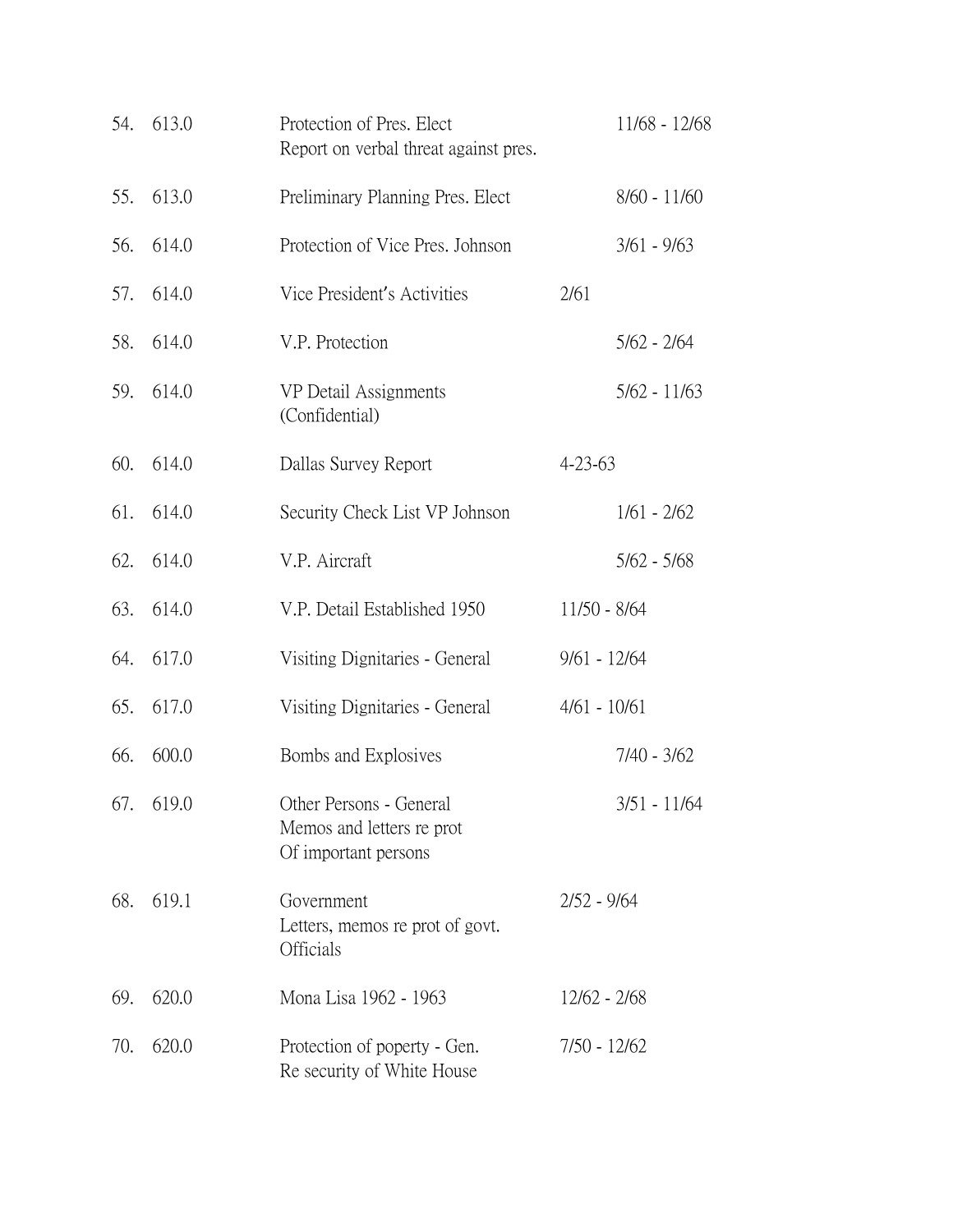| No. | File | Description | Dates |
|---|---|---|---|
| 54. | 613.0 | Protection of Pres. Elect<br>Report on verbal threat against pres. | 11/68 - 12/68 |
| 55. | 613.0 | Preliminary Planning Pres. Elect | 8/60 - 11/60 |
| 56. | 614.0 | Protection of Vice Pres. Johnson | 3/61 - 9/63 |
| 57. | 614.0 | Vice President's Activities | 2/61 |
| 58. | 614.0 | V.P. Protection | 5/62 - 2/64 |
| 59. | 614.0 | VP Detail Assignments<br>(Confidential) | 5/62 - 11/63 |
| 60. | 614.0 | Dallas Survey Report | 4-23-63 |
| 61. | 614.0 | Security Check List VP Johnson | 1/61 - 2/62 |
| 62. | 614.0 | V.P. Aircraft | 5/62 - 5/68 |
| 63. | 614.0 | V.P. Detail Established 1950 | 11/50 - 8/64 |
| 64. | 617.0 | Visiting Dignitaries - General | 9/61 - 12/64 |
| 65. | 617.0 | Visiting Dignitaries - General | 4/61 - 10/61 |
| 66. | 600.0 | Bombs and Explosives | 7/40 - 3/62 |
| 67. | 619.0 | Other Persons - General<br>Memos and letters re prot<br>Of important persons | 3/51 - 11/64 |
| 68. | 619.1 | Government<br>Letters, memos re prot of govt.<br>Officials | 2/52 - 9/64 |
| 69. | 620.0 | Mona Lisa 1962 - 1963 | 12/62 - 2/68 |
| 70. | 620.0 | Protection of poperty - Gen.<br>Re security of White House | 7/50 - 12/62 |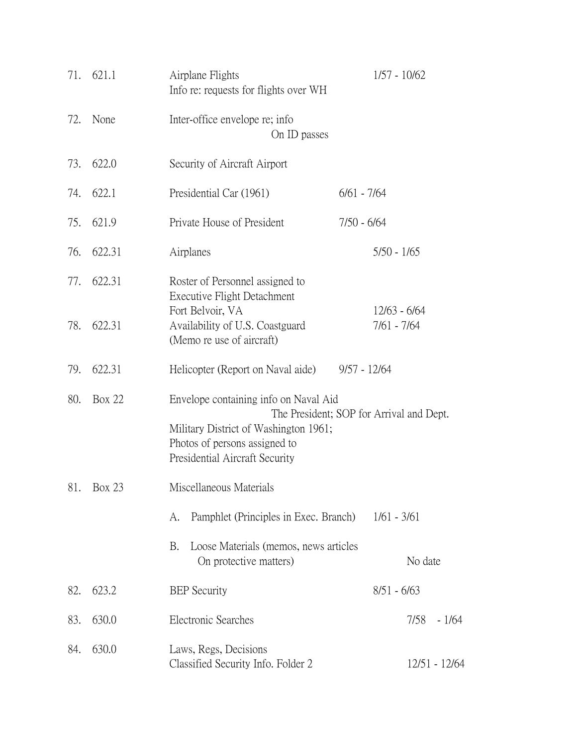| No. | File | Description | Dates |
|---|---|---|---|
| 71. | 621.1 | Airplane Flights<br>Info re: requests for flights over WH | 1/57 - 10/62 |
| 72. | None | Inter-office envelope re; info<br>On ID passes | |
| 73. | 622.0 | Security of Aircraft Airport | |
| 74. | 622.1 | Presidential Car (1961) | 6/61 - 7/64 |
| 75. | 621.9 | Private House of President | 7/50 - 6/64 |
| 76. | 622.31 | Airplanes | 5/50 - 1/65 |
| 77. | 622.31 | Roster of Personnel assigned to<br>Executive Flight Detachment<br>Fort Belvoir, VA | 12/63 - 6/64 |
| 78. | 622.31 | Availability of U.S. Coastguard<br>(Memo re use of aircraft) | 7/61 - 7/64 |
| 79. | 622.31 | Helicopter (Report on Naval aide) | 9/57 - 12/64 |
| 80. | Box 22 | Envelope containing info on Naval Aid<br>The President; SOP for Arrival and Dept.<br>Military District of Washington 1961;<br>Photos of persons assigned to<br>Presidential Aircraft Security | |
| 81. | Box 23 | Miscellaneous Materials | |
| | | A. Pamphlet (Principles in Exec. Branch) | 1/61 - 3/61 |
| | | B. Loose Materials (memos, news articles<br>On protective matters) | No date |
| 82. | 623.2 | BEP Security | 8/51 - 6/63 |
| 83. | 630.0 | Electronic Searches | 7/58 - 1/64 |
| 84. | 630.0 | Laws, Regs, Decisions<br>Classified Security Info. Folder 2 | 12/51 - 12/64 |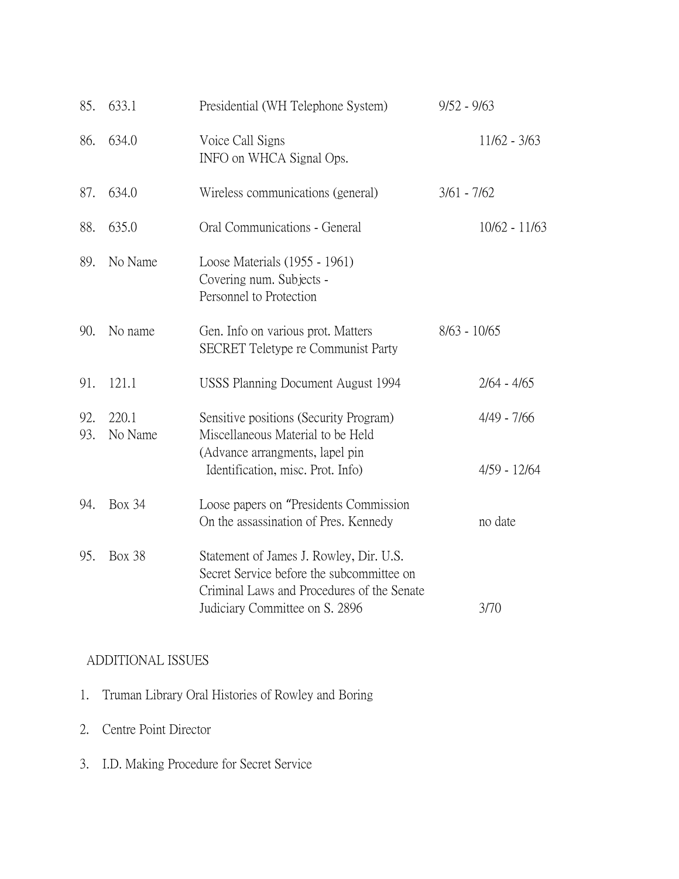| No. | File | Description | Dates |
|---|---|---|---|
| 85. | 633.1 | Presidential (WH Telephone System) | 9/52 - 9/63 |
| 86. | 634.0 | Voice Call Signs<br>INFO on WHCA Signal Ops. | 11/62 - 3/63 |
| 87. | 634.0 | Wireless communications (general) | 3/61 - 7/62 |
| 88. | 635.0 | Oral Communications - General | 10/62 - 11/63 |
| 89. | No Name | Loose Materials (1955 - 1961)<br>Covering num. Subjects -<br>Personnel to Protection | |
| 90. | No name | Gen. Info on various prot. Matters<br>SECRET Teletype re Communist Party | 8/63 - 10/65 |
| 91. | 121.1 | USSS Planning Document August 1994 | 2/64 - 4/65 |
| 92. | 220.1 | Sensitive positions (Security Program) | 4/49 - 7/66 |
| 93. | No Name | Miscellaneous Material to be Held<br>(Advance arrangments, lapel pin<br>Identification, misc. Prot. Info) | 4/59 - 12/64 |
| 94. | Box 34 | Loose papers on "Presidents Commission<br>On the assassination of Pres. Kennedy | no date |
| 95. | Box 38 | Statement of James J. Rowley, Dir. U.S.<br>Secret Service before the subcommittee on<br>Criminal Laws and Procedures of the Senate<br>Judiciary Committee on S. 2896 | 3/70 |

ADDITIONAL ISSUES

1. Truman Library Oral Histories of Rowley and Boring
2. Centre Point Director
3. I.D. Making Procedure for Secret Service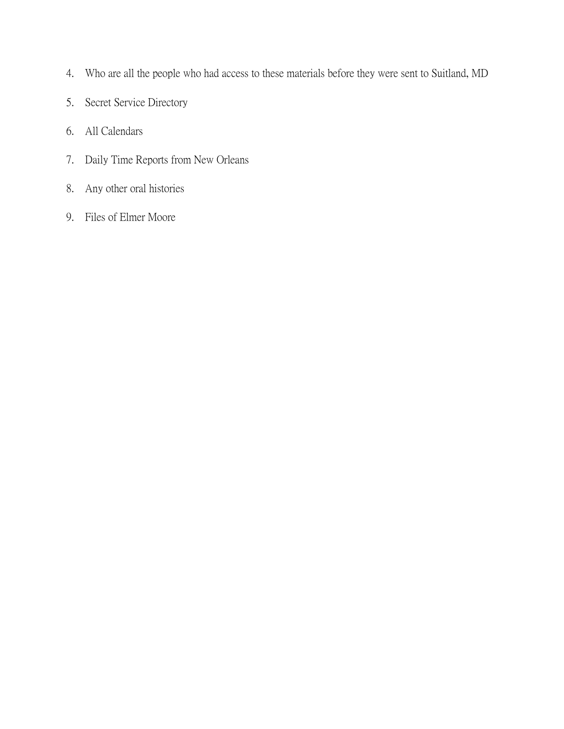4. Who are all the people who had access to these materials before they were sent to Suitland, MD
5. Secret Service Directory
6. All Calendars
7. Daily Time Reports from New Orleans
8. Any other oral histories
9. Files of Elmer Moore